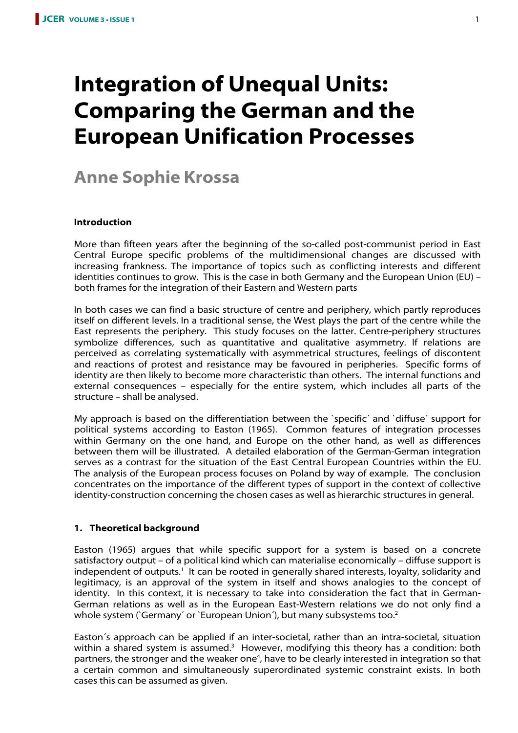# Integration of Unequal Units: Comparing the German and the European Unification Processes

## Anne Sophie Krossa

### Introduction

More than fifteen years after the beginning of the so-called post-communist period in East Central Europe specific problems of the multidimensional changes are discussed with increasing frankness. The importance of topics such as conflicting interests and different identities continues to grow. This is the case in both Germany and the European Union (EU) – both frames for the integration of their Eastern and Western parts

In both cases we can find a basic structure of centre and periphery, which partly reproduces itself on different levels. In a traditional sense, the West plays the part of the centre while the East represents the periphery. This study focuses on the latter. Centre-periphery structures symbolize differences, such as quantitative and qualitative asymmetry. If relations are perceived as correlating systematically with asymmetrical structures, feelings of discontent and reactions of protest and resistance may be favoured in peripheries. Specific forms of identity are then likely to become more characteristic than others. The internal functions and external consequences – especially for the entire system, which includes all parts of the structure – shall be analysed.

My approach is based on the differentiation between the `specific´ and `diffuse´ support for political systems according to Easton (1965). Common features of integration processes within Germany on the one hand, and Europe on the other hand, as well as differences between them will be illustrated. A detailed elaboration of the German-German integration serves as a contrast for the situation of the East Central European Countries within the EU. The analysis of the European process focuses on Poland by way of example. The conclusion concentrates on the importance of the different types of support in the context of collective identity-construction concerning the chosen cases as well as hierarchic structures in general.

### 1. Theoretical background

Easton (1965) argues that while specific support for a system is based on a concrete satisfactory output – of a political kind which can materialise economically – diffuse support is independent of outputs.[1] It can be rooted in generally shared interests, loyalty, solidarity and legitimacy, is an approval of the system in itself and shows analogies to the concept of identity. In this context, it is necessary to take into consideration the fact that in German-German relations as well as in the European East-Western relations we do not only find a whole system (`Germany´ or `European Union´), but many subsystems too.[2]

Easton´s approach can be applied if an inter-societal, rather than an intra-societal, situation within a shared system is assumed.[3] However, modifying this theory has a condition: both partners, the stronger and the weaker one[4], have to be clearly interested in integration so that a certain common and simultaneously superordinated systemic constraint exists. In both cases this can be assumed as given.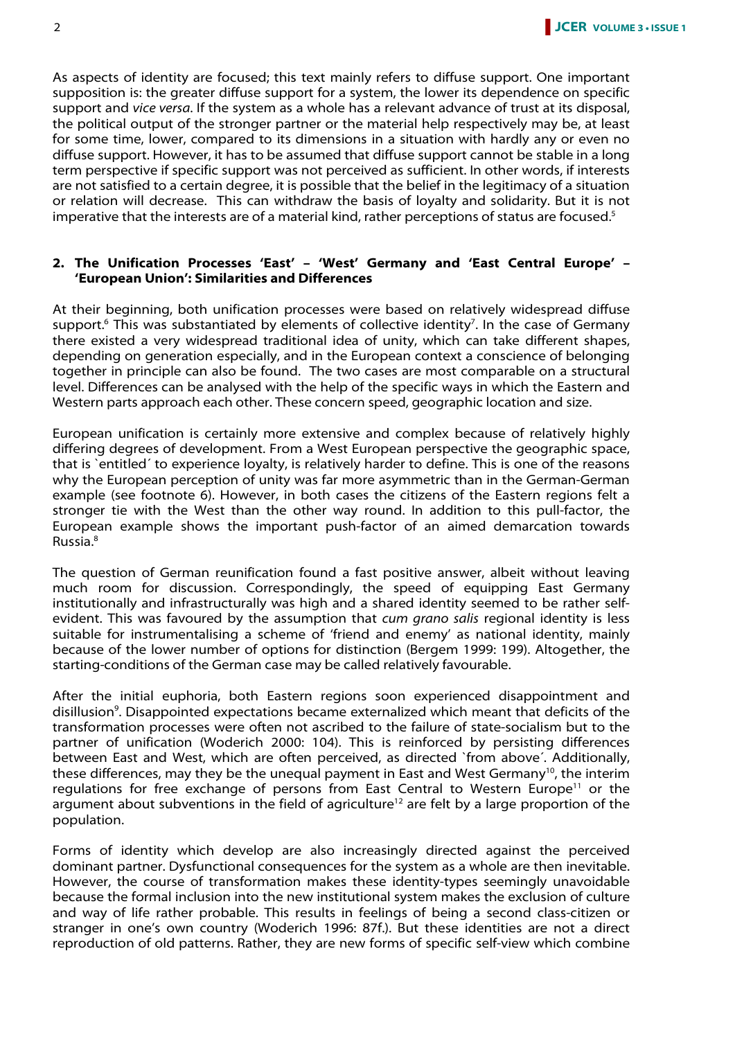As aspects of identity are focused; this text mainly refers to diffuse support. One important supposition is: the greater diffuse support for a system, the lower its dependence on specific support and *vice versa*. If the system as a whole has a relevant advance of trust at its disposal, the political output of the stronger partner or the material help respectively may be, at least for some time, lower, compared to its dimensions in a situation with hardly any or even no diffuse support. However, it has to be assumed that diffuse support cannot be stable in a long term perspective if specific support was not perceived as sufficient. In other words, if interests are not satisfied to a certain degree, it is possible that the belief in the legitimacy of a situation or relation will decrease. This can withdraw the basis of loyalty and solidarity. But it is not imperative that the interests are of a material kind, rather perceptions of status are focused.[5]

## 2. The Unification Processes 'East' – 'West' Germany and 'East Central Europe' – 'European Union': Similarities and Differences

At their beginning, both unification processes were based on relatively widespread diffuse support.[6] This was substantiated by elements of collective identity[7]. In the case of Germany there existed a very widespread traditional idea of unity, which can take different shapes, depending on generation especially, and in the European context a conscience of belonging together in principle can also be found. The two cases are most comparable on a structural level. Differences can be analysed with the help of the specific ways in which the Eastern and Western parts approach each other. These concern speed, geographic location and size.

European unification is certainly more extensive and complex because of relatively highly differing degrees of development. From a West European perspective the geographic space, that is `entitled´ to experience loyalty, is relatively harder to define. This is one of the reasons why the European perception of unity was far more asymmetric than in the German-German example (see footnote 6). However, in both cases the citizens of the Eastern regions felt a stronger tie with the West than the other way round. In addition to this pull-factor, the European example shows the important push-factor of an aimed demarcation towards Russia.[8]

The question of German reunification found a fast positive answer, albeit without leaving much room for discussion. Correspondingly, the speed of equipping East Germany institutionally and infrastructurally was high and a shared identity seemed to be rather self-evident. This was favoured by the assumption that *cum grano salis* regional identity is less suitable for instrumentalising a scheme of 'friend and enemy' as national identity, mainly because of the lower number of options for distinction (Bergem 1999: 199). Altogether, the starting-conditions of the German case may be called relatively favourable.

After the initial euphoria, both Eastern regions soon experienced disappointment and disillusion[9]. Disappointed expectations became externalized which meant that deficits of the transformation processes were often not ascribed to the failure of state-socialism but to the partner of unification (Woderich 2000: 104). This is reinforced by persisting differences between East and West, which are often perceived, as directed `from above´. Additionally, these differences, may they be the unequal payment in East and West Germany[10], the interim regulations for free exchange of persons from East Central to Western Europe[11] or the argument about subventions in the field of agriculture[12] are felt by a large proportion of the population.

Forms of identity which develop are also increasingly directed against the perceived dominant partner. Dysfunctional consequences for the system as a whole are then inevitable. However, the course of transformation makes these identity-types seemingly unavoidable because the formal inclusion into the new institutional system makes the exclusion of culture and way of life rather probable. This results in feelings of being a second class-citizen or stranger in one's own country (Woderich 1996: 87f.). But these identities are not a direct reproduction of old patterns. Rather, they are new forms of specific self-view which combine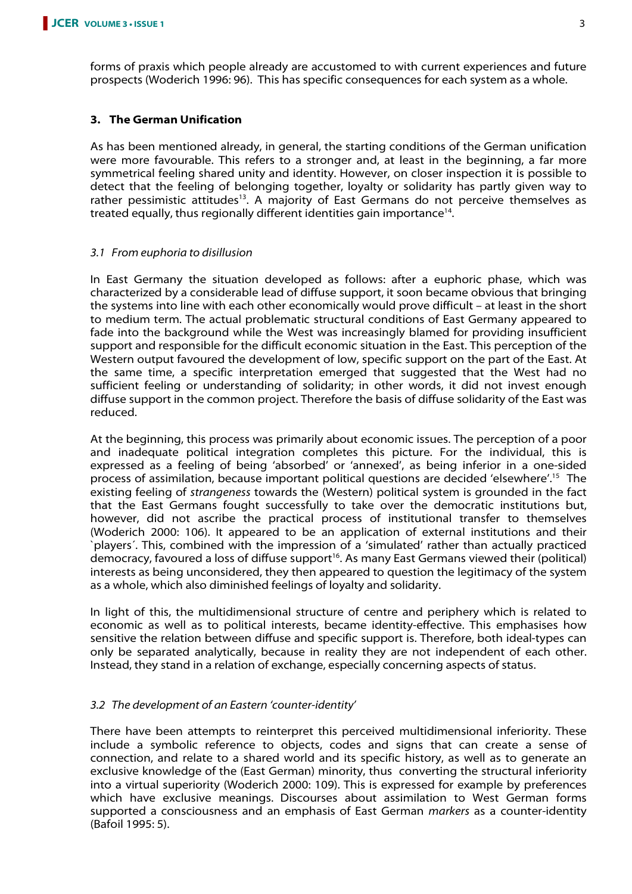forms of praxis which people already are accustomed to with current experiences and future prospects (Woderich 1996: 96). This has specific consequences for each system as a whole.

## 3. The German Unification

As has been mentioned already, in general, the starting conditions of the German unification were more favourable. This refers to a stronger and, at least in the beginning, a far more symmetrical feeling shared unity and identity. However, on closer inspection it is possible to detect that the feeling of belonging together, loyalty or solidarity has partly given way to rather pessimistic attitudes[13]. A majority of East Germans do not perceive themselves as treated equally, thus regionally different identities gain importance[14].

### *3.1 From euphoria to disillusion*

In East Germany the situation developed as follows: after a euphoric phase, which was characterized by a considerable lead of diffuse support, it soon became obvious that bringing the systems into line with each other economically would prove difficult – at least in the short to medium term. The actual problematic structural conditions of East Germany appeared to fade into the background while the West was increasingly blamed for providing insufficient support and responsible for the difficult economic situation in the East. This perception of the Western output favoured the development of low, specific support on the part of the East. At the same time, a specific interpretation emerged that suggested that the West had no sufficient feeling or understanding of solidarity; in other words, it did not invest enough diffuse support in the common project. Therefore the basis of diffuse solidarity of the East was reduced.

At the beginning, this process was primarily about economic issues. The perception of a poor and inadequate political integration completes this picture. For the individual, this is expressed as a feeling of being 'absorbed' or 'annexed', as being inferior in a one-sided process of assimilation, because important political questions are decided 'elsewhere'.[15] The existing feeling of *strangeness* towards the (Western) political system is grounded in the fact that the East Germans fought successfully to take over the democratic institutions but, however, did not ascribe the practical process of institutional transfer to themselves (Woderich 2000: 106). It appeared to be an application of external institutions and their `players´. This, combined with the impression of a 'simulated' rather than actually practiced democracy, favoured a loss of diffuse support[16]. As many East Germans viewed their (political) interests as being unconsidered, they then appeared to question the legitimacy of the system as a whole, which also diminished feelings of loyalty and solidarity.

In light of this, the multidimensional structure of centre and periphery which is related to economic as well as to political interests, became identity-effective. This emphasises how sensitive the relation between diffuse and specific support is. Therefore, both ideal-types can only be separated analytically, because in reality they are not independent of each other. Instead, they stand in a relation of exchange, especially concerning aspects of status.

### *3.2 The development of an Eastern 'counter-identity'*

There have been attempts to reinterpret this perceived multidimensional inferiority. These include a symbolic reference to objects, codes and signs that can create a sense of connection, and relate to a shared world and its specific history, as well as to generate an exclusive knowledge of the (East German) minority, thus converting the structural inferiority into a virtual superiority (Woderich 2000: 109). This is expressed for example by preferences which have exclusive meanings. Discourses about assimilation to West German forms supported a consciousness and an emphasis of East German *markers* as a counter-identity (Bafoil 1995: 5).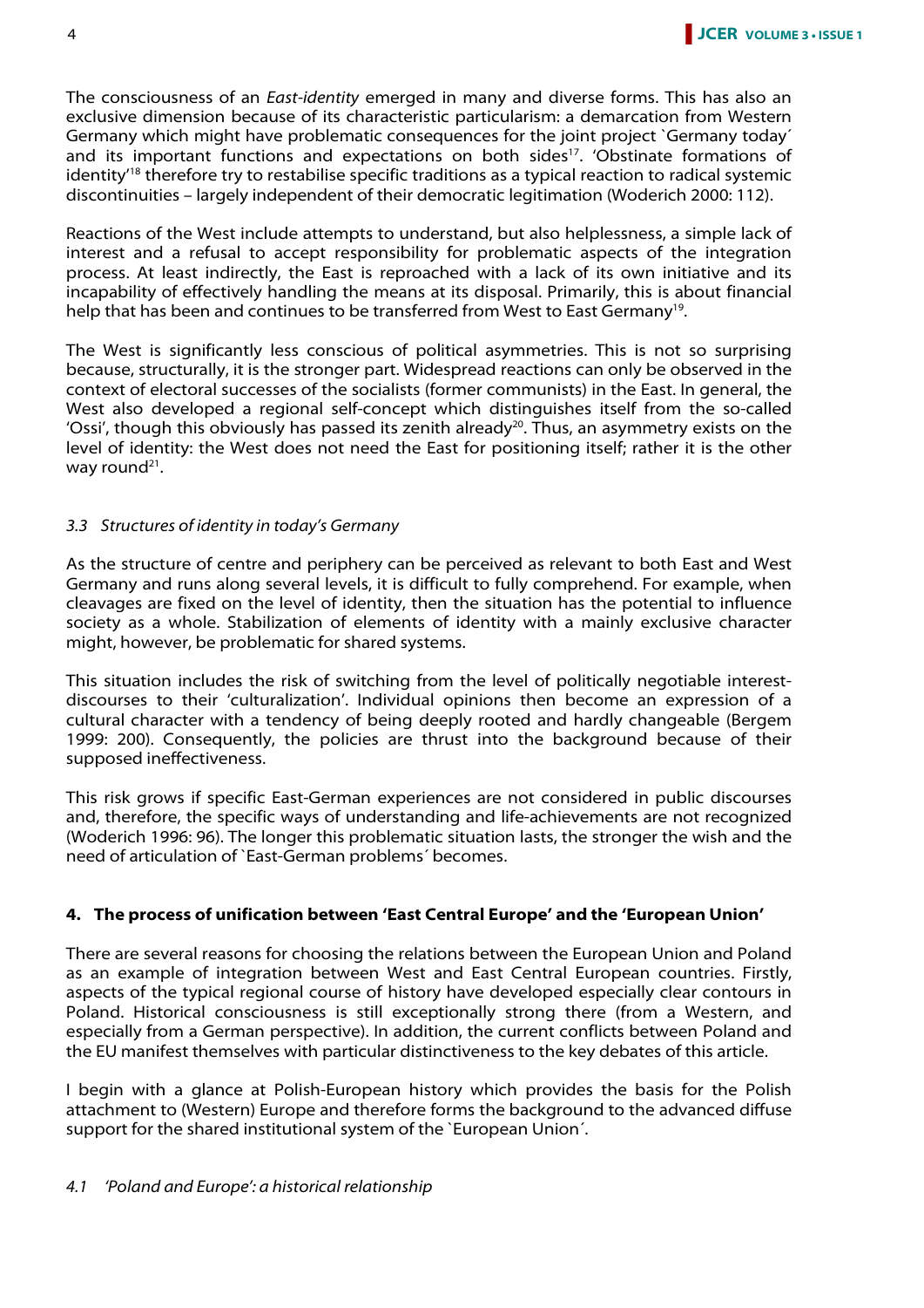The consciousness of an *East-identity* emerged in many and diverse forms. This has also an exclusive dimension because of its characteristic particularism: a demarcation from Western Germany which might have problematic consequences for the joint project `Germany today´ and its important functions and expectations on both sides[17]. 'Obstinate formations of identity'[18] therefore try to restabilise specific traditions as a typical reaction to radical systemic discontinuities – largely independent of their democratic legitimation (Woderich 2000: 112).

Reactions of the West include attempts to understand, but also helplessness, a simple lack of interest and a refusal to accept responsibility for problematic aspects of the integration process. At least indirectly, the East is reproached with a lack of its own initiative and its incapability of effectively handling the means at its disposal. Primarily, this is about financial help that has been and continues to be transferred from West to East Germany[19].

The West is significantly less conscious of political asymmetries. This is not so surprising because, structurally, it is the stronger part. Widespread reactions can only be observed in the context of electoral successes of the socialists (former communists) in the East. In general, the West also developed a regional self-concept which distinguishes itself from the so-called 'Ossi', though this obviously has passed its zenith already[20]. Thus, an asymmetry exists on the level of identity: the West does not need the East for positioning itself; rather it is the other way round[21].

### *3.3 Structures of identity in today's Germany*

As the structure of centre and periphery can be perceived as relevant to both East and West Germany and runs along several levels, it is difficult to fully comprehend. For example, when cleavages are fixed on the level of identity, then the situation has the potential to influence society as a whole. Stabilization of elements of identity with a mainly exclusive character might, however, be problematic for shared systems.

This situation includes the risk of switching from the level of politically negotiable interest-discourses to their 'culturalization'. Individual opinions then become an expression of a cultural character with a tendency of being deeply rooted and hardly changeable (Bergem 1999: 200). Consequently, the policies are thrust into the background because of their supposed ineffectiveness.

This risk grows if specific East-German experiences are not considered in public discourses and, therefore, the specific ways of understanding and life-achievements are not recognized (Woderich 1996: 96). The longer this problematic situation lasts, the stronger the wish and the need of articulation of `East-German problems´ becomes.

## 4. The process of unification between 'East Central Europe' and the 'European Union'

There are several reasons for choosing the relations between the European Union and Poland as an example of integration between West and East Central European countries. Firstly, aspects of the typical regional course of history have developed especially clear contours in Poland. Historical consciousness is still exceptionally strong there (from a Western, and especially from a German perspective). In addition, the current conflicts between Poland and the EU manifest themselves with particular distinctiveness to the key debates of this article.

I begin with a glance at Polish-European history which provides the basis for the Polish attachment to (Western) Europe and therefore forms the background to the advanced diffuse support for the shared institutional system of the `European Union´.

### *4.1 'Poland and Europe': a historical relationship*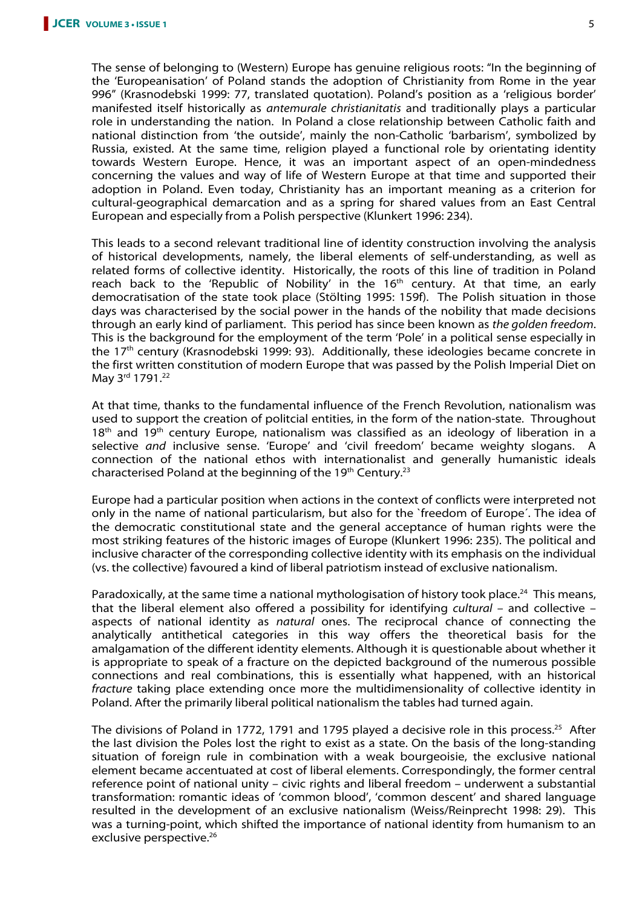The sense of belonging to (Western) Europe has genuine religious roots: "In the beginning of the 'Europeanisation' of Poland stands the adoption of Christianity from Rome in the year 996" (Krasnodebski 1999: 77, translated quotation). Poland's position as a 'religious border' manifested itself historically as *antemurale christianitatis* and traditionally plays a particular role in understanding the nation. In Poland a close relationship between Catholic faith and national distinction from 'the outside', mainly the non-Catholic 'barbarism', symbolized by Russia, existed. At the same time, religion played a functional role by orientating identity towards Western Europe. Hence, it was an important aspect of an open-mindedness concerning the values and way of life of Western Europe at that time and supported their adoption in Poland. Even today, Christianity has an important meaning as a criterion for cultural-geographical demarcation and as a spring for shared values from an East Central European and especially from a Polish perspective (Klunkert 1996: 234).

This leads to a second relevant traditional line of identity construction involving the analysis of historical developments, namely, the liberal elements of self-understanding, as well as related forms of collective identity. Historically, the roots of this line of tradition in Poland reach back to the 'Republic of Nobility' in the 16th century. At that time, an early democratisation of the state took place (Stölting 1995: 159f). The Polish situation in those days was characterised by the social power in the hands of the nobility that made decisions through an early kind of parliament. This period has since been known as *the golden freedom*. This is the background for the employment of the term 'Pole' in a political sense especially in the 17th century (Krasnodebski 1999: 93). Additionally, these ideologies became concrete in the first written constitution of modern Europe that was passed by the Polish Imperial Diet on May 3rd 1791.[22]

At that time, thanks to the fundamental influence of the French Revolution, nationalism was used to support the creation of politcial entities, in the form of the nation-state. Throughout 18th and 19th century Europe, nationalism was classified as an ideology of liberation in a selective *and* inclusive sense. 'Europe' and 'civil freedom' became weighty slogans. A connection of the national ethos with internationalist and generally humanistic ideals characterised Poland at the beginning of the 19th Century.[23]

Europe had a particular position when actions in the context of conflicts were interpreted not only in the name of national particularism, but also for the `freedom of Europe´. The idea of the democratic constitutional state and the general acceptance of human rights were the most striking features of the historic images of Europe (Klunkert 1996: 235). The political and inclusive character of the corresponding collective identity with its emphasis on the individual (vs. the collective) favoured a kind of liberal patriotism instead of exclusive nationalism.

Paradoxically, at the same time a national mythologisation of history took place.[24] This means, that the liberal element also offered a possibility for identifying *cultural* – and collective – aspects of national identity as *natural* ones. The reciprocal chance of connecting the analytically antithetical categories in this way offers the theoretical basis for the amalgamation of the different identity elements. Although it is questionable about whether it is appropriate to speak of a fracture on the depicted background of the numerous possible connections and real combinations, this is essentially what happened, with an historical *fracture* taking place extending once more the multidimensionality of collective identity in Poland. After the primarily liberal political nationalism the tables had turned again.

The divisions of Poland in 1772, 1791 and 1795 played a decisive role in this process.[25] After the last division the Poles lost the right to exist as a state. On the basis of the long-standing situation of foreign rule in combination with a weak bourgeoisie, the exclusive national element became accentuated at cost of liberal elements. Correspondingly, the former central reference point of national unity – civic rights and liberal freedom – underwent a substantial transformation: romantic ideas of 'common blood', 'common descent' and shared language resulted in the development of an exclusive nationalism (Weiss/Reinprecht 1998: 29). This was a turning-point, which shifted the importance of national identity from humanism to an exclusive perspective.[26]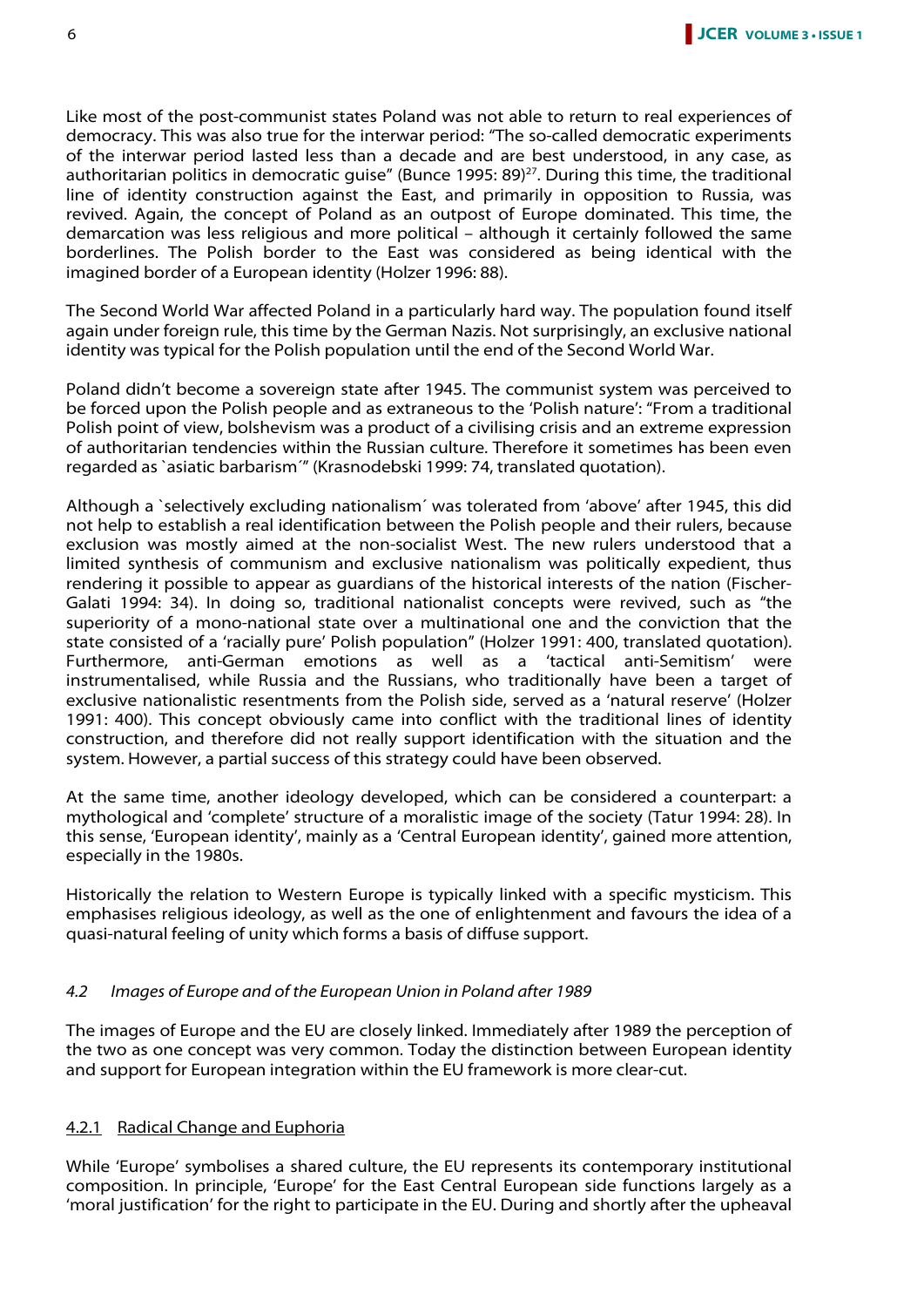Like most of the post-communist states Poland was not able to return to real experiences of democracy. This was also true for the interwar period: "The so-called democratic experiments of the interwar period lasted less than a decade and are best understood, in any case, as authoritarian politics in democratic guise" (Bunce 1995: 89)[27]. During this time, the traditional line of identity construction against the East, and primarily in opposition to Russia, was revived. Again, the concept of Poland as an outpost of Europe dominated. This time, the demarcation was less religious and more political – although it certainly followed the same borderlines. The Polish border to the East was considered as being identical with the imagined border of a European identity (Holzer 1996: 88).

The Second World War affected Poland in a particularly hard way. The population found itself again under foreign rule, this time by the German Nazis. Not surprisingly, an exclusive national identity was typical for the Polish population until the end of the Second World War.

Poland didn't become a sovereign state after 1945. The communist system was perceived to be forced upon the Polish people and as extraneous to the 'Polish nature': "From a traditional Polish point of view, bolshevism was a product of a civilising crisis and an extreme expression of authoritarian tendencies within the Russian culture. Therefore it sometimes has been even regarded as `asiatic barbarism´" (Krasnodebski 1999: 74, translated quotation).

Although a `selectively excluding nationalism´ was tolerated from 'above' after 1945, this did not help to establish a real identification between the Polish people and their rulers, because exclusion was mostly aimed at the non-socialist West. The new rulers understood that a limited synthesis of communism and exclusive nationalism was politically expedient, thus rendering it possible to appear as guardians of the historical interests of the nation (Fischer-Galati 1994: 34). In doing so, traditional nationalist concepts were revived, such as "the superiority of a mono-national state over a multinational one and the conviction that the state consisted of a 'racially pure' Polish population" (Holzer 1991: 400, translated quotation). Furthermore, anti-German emotions as well as a 'tactical anti-Semitism' were instrumentalised, while Russia and the Russians, who traditionally have been a target of exclusive nationalistic resentments from the Polish side, served as a 'natural reserve' (Holzer 1991: 400). This concept obviously came into conflict with the traditional lines of identity construction, and therefore did not really support identification with the situation and the system. However, a partial success of this strategy could have been observed.

At the same time, another ideology developed, which can be considered a counterpart: a mythological and 'complete' structure of a moralistic image of the society (Tatur 1994: 28). In this sense, 'European identity', mainly as a 'Central European identity', gained more attention, especially in the 1980s.

Historically the relation to Western Europe is typically linked with a specific mysticism. This emphasises religious ideology, as well as the one of enlightenment and favours the idea of a quasi-natural feeling of unity which forms a basis of diffuse support.

### *4.2 Images of Europe and of the European Union in Poland after 1989*

The images of Europe and the EU are closely linked. Immediately after 1989 the perception of the two as one concept was very common. Today the distinction between European identity and support for European integration within the EU framework is more clear-cut.

#### 4.2.1 Radical Change and Euphoria

While 'Europe' symbolises a shared culture, the EU represents its contemporary institutional composition. In principle, 'Europe' for the East Central European side functions largely as a 'moral justification' for the right to participate in the EU. During and shortly after the upheaval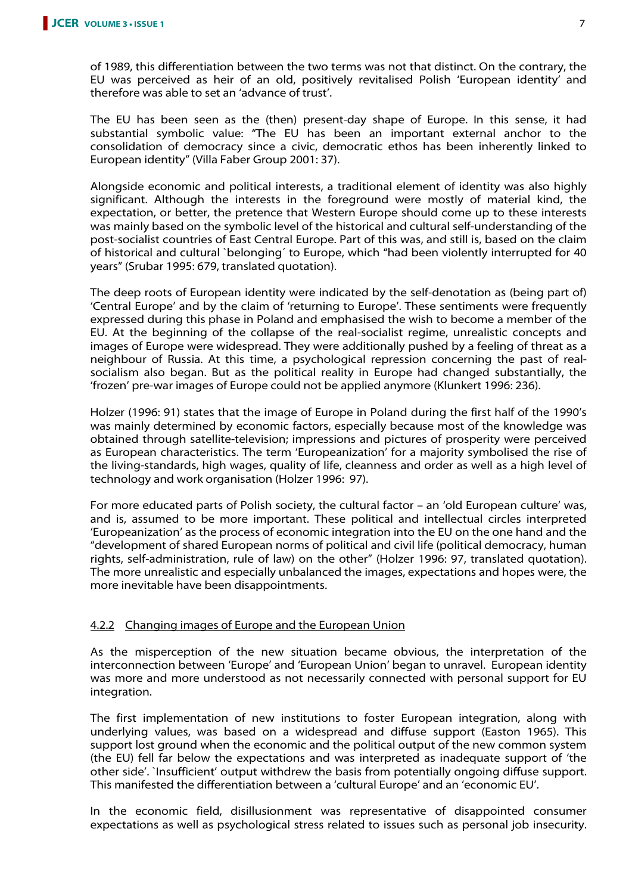of 1989, this differentiation between the two terms was not that distinct. On the contrary, the EU was perceived as heir of an old, positively revitalised Polish 'European identity' and therefore was able to set an 'advance of trust'.

The EU has been seen as the (then) present-day shape of Europe. In this sense, it had substantial symbolic value: "The EU has been an important external anchor to the consolidation of democracy since a civic, democratic ethos has been inherently linked to European identity" (Villa Faber Group 2001: 37).

Alongside economic and political interests, a traditional element of identity was also highly significant. Although the interests in the foreground were mostly of material kind, the expectation, or better, the pretence that Western Europe should come up to these interests was mainly based on the symbolic level of the historical and cultural self-understanding of the post-socialist countries of East Central Europe. Part of this was, and still is, based on the claim of historical and cultural `belonging´ to Europe, which "had been violently interrupted for 40 years" (Srubar 1995: 679, translated quotation).

The deep roots of European identity were indicated by the self-denotation as (being part of) 'Central Europe' and by the claim of 'returning to Europe'. These sentiments were frequently expressed during this phase in Poland and emphasised the wish to become a member of the EU. At the beginning of the collapse of the real-socialist regime, unrealistic concepts and images of Europe were widespread. They were additionally pushed by a feeling of threat as a neighbour of Russia. At this time, a psychological repression concerning the past of real-socialism also began. But as the political reality in Europe had changed substantially, the 'frozen' pre-war images of Europe could not be applied anymore (Klunkert 1996: 236).

Holzer (1996: 91) states that the image of Europe in Poland during the first half of the 1990's was mainly determined by economic factors, especially because most of the knowledge was obtained through satellite-television; impressions and pictures of prosperity were perceived as European characteristics. The term 'Europeanization' for a majority symbolised the rise of the living-standards, high wages, quality of life, cleanness and order as well as a high level of technology and work organisation (Holzer 1996: 97).

For more educated parts of Polish society, the cultural factor – an 'old European culture' was, and is, assumed to be more important. These political and intellectual circles interpreted 'Europeanization' as the process of economic integration into the EU on the one hand and the "development of shared European norms of political and civil life (political democracy, human rights, self-administration, rule of law) on the other" (Holzer 1996: 97, translated quotation). The more unrealistic and especially unbalanced the images, expectations and hopes were, the more inevitable have been disappointments.

#### 4.2.2 Changing images of Europe and the European Union

As the misperception of the new situation became obvious, the interpretation of the interconnection between 'Europe' and 'European Union' began to unravel. European identity was more and more understood as not necessarily connected with personal support for EU integration.

The first implementation of new institutions to foster European integration, along with underlying values, was based on a widespread and diffuse support (Easton 1965). This support lost ground when the economic and the political output of the new common system (the EU) fell far below the expectations and was interpreted as inadequate support of 'the other side'. `Insufficient' output withdrew the basis from potentially ongoing diffuse support. This manifested the differentiation between a 'cultural Europe' and an 'economic EU'.

In the economic field, disillusionment was representative of disappointed consumer expectations as well as psychological stress related to issues such as personal job insecurity.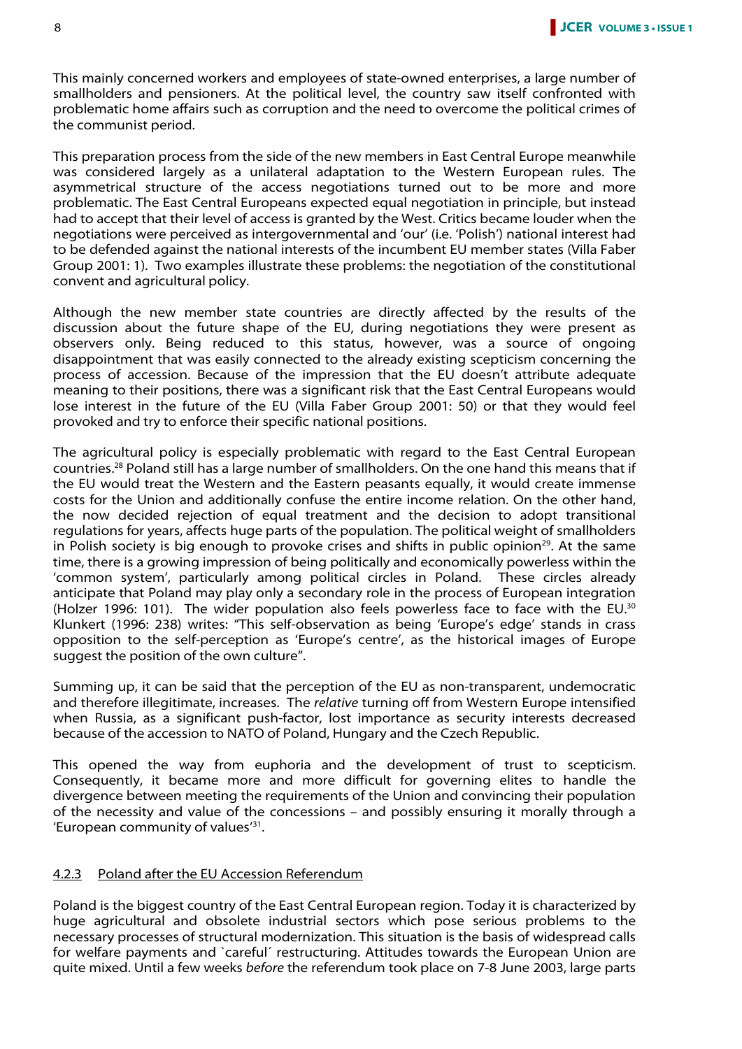This mainly concerned workers and employees of state-owned enterprises, a large number of smallholders and pensioners. At the political level, the country saw itself confronted with problematic home affairs such as corruption and the need to overcome the political crimes of the communist period.

This preparation process from the side of the new members in East Central Europe meanwhile was considered largely as a unilateral adaptation to the Western European rules. The asymmetrical structure of the access negotiations turned out to be more and more problematic. The East Central Europeans expected equal negotiation in principle, but instead had to accept that their level of access is granted by the West. Critics became louder when the negotiations were perceived as intergovernmental and 'our' (i.e. 'Polish') national interest had to be defended against the national interests of the incumbent EU member states (Villa Faber Group 2001: 1). Two examples illustrate these problems: the negotiation of the constitutional convent and agricultural policy.

Although the new member state countries are directly affected by the results of the discussion about the future shape of the EU, during negotiations they were present as observers only. Being reduced to this status, however, was a source of ongoing disappointment that was easily connected to the already existing scepticism concerning the process of accession. Because of the impression that the EU doesn't attribute adequate meaning to their positions, there was a significant risk that the East Central Europeans would lose interest in the future of the EU (Villa Faber Group 2001: 50) or that they would feel provoked and try to enforce their specific national positions.

The agricultural policy is especially problematic with regard to the East Central European countries.[28] Poland still has a large number of smallholders. On the one hand this means that if the EU would treat the Western and the Eastern peasants equally, it would create immense costs for the Union and additionally confuse the entire income relation. On the other hand, the now decided rejection of equal treatment and the decision to adopt transitional regulations for years, affects huge parts of the population. The political weight of smallholders in Polish society is big enough to provoke crises and shifts in public opinion[29]. At the same time, there is a growing impression of being politically and economically powerless within the 'common system', particularly among political circles in Poland. These circles already anticipate that Poland may play only a secondary role in the process of European integration (Holzer 1996: 101). The wider population also feels powerless face to face with the EU.[30] Klunkert (1996: 238) writes: "This self-observation as being 'Europe's edge' stands in crass opposition to the self-perception as 'Europe's centre', as the historical images of Europe suggest the position of the own culture".

Summing up, it can be said that the perception of the EU as non-transparent, undemocratic and therefore illegitimate, increases. The *relative* turning off from Western Europe intensified when Russia, as a significant push-factor, lost importance as security interests decreased because of the accession to NATO of Poland, Hungary and the Czech Republic.

This opened the way from euphoria and the development of trust to scepticism. Consequently, it became more and more difficult for governing elites to handle the divergence between meeting the requirements of the Union and convincing their population of the necessity and value of the concessions – and possibly ensuring it morally through a 'European community of values'[31].

### 4.2.3 Poland after the EU Accession Referendum

Poland is the biggest country of the East Central European region. Today it is characterized by huge agricultural and obsolete industrial sectors which pose serious problems to the necessary processes of structural modernization. This situation is the basis of widespread calls for welfare payments and `careful´ restructuring. Attitudes towards the European Union are quite mixed. Until a few weeks *before* the referendum took place on 7-8 June 2003, large parts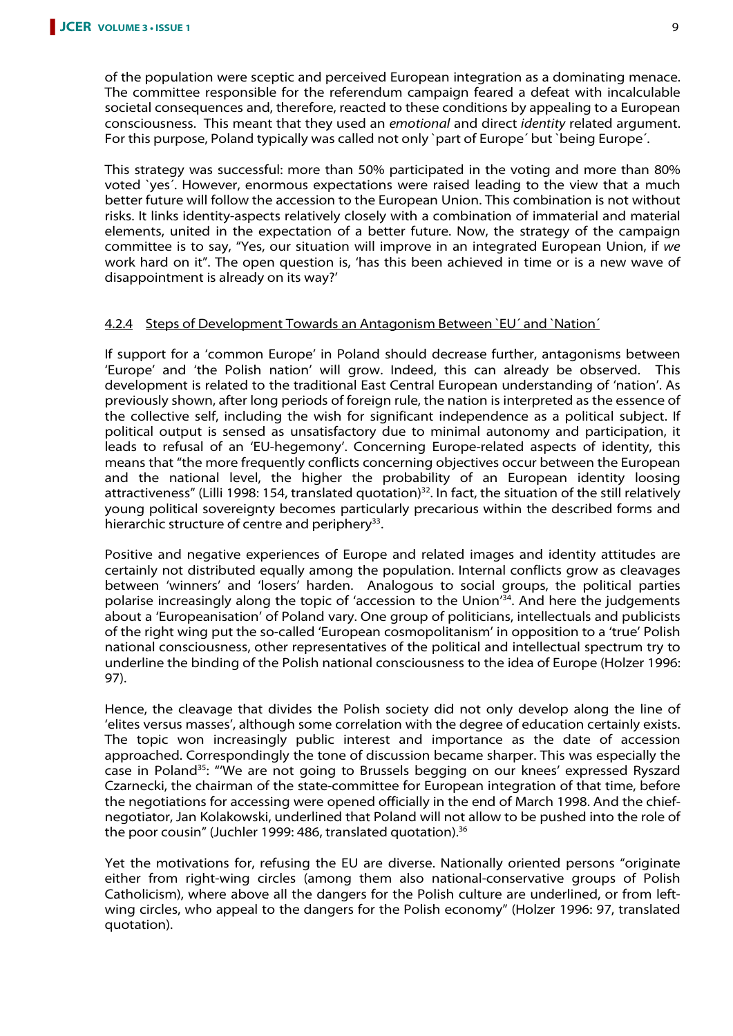of the population were sceptic and perceived European integration as a dominating menace. The committee responsible for the referendum campaign feared a defeat with incalculable societal consequences and, therefore, reacted to these conditions by appealing to a European consciousness. This meant that they used an *emotional* and direct *identity* related argument. For this purpose, Poland typically was called not only `part of Europe´ but `being Europe´.

This strategy was successful: more than 50% participated in the voting and more than 80% voted `yes´. However, enormous expectations were raised leading to the view that a much better future will follow the accession to the European Union. This combination is not without risks. It links identity-aspects relatively closely with a combination of immaterial and material elements, united in the expectation of a better future. Now, the strategy of the campaign committee is to say, "Yes, our situation will improve in an integrated European Union, if *we* work hard on it". The open question is, 'has this been achieved in time or is a new wave of disappointment is already on its way?'

#### 4.2.4 Steps of Development Towards an Antagonism Between `EU´ and `Nation´

If support for a 'common Europe' in Poland should decrease further, antagonisms between 'Europe' and 'the Polish nation' will grow. Indeed, this can already be observed. This development is related to the traditional East Central European understanding of 'nation'. As previously shown, after long periods of foreign rule, the nation is interpreted as the essence of the collective self, including the wish for significant independence as a political subject. If political output is sensed as unsatisfactory due to minimal autonomy and participation, it leads to refusal of an 'EU-hegemony'. Concerning Europe-related aspects of identity, this means that "the more frequently conflicts concerning objectives occur between the European and the national level, the higher the probability of an European identity loosing attractiveness" (Lilli 1998: 154, translated quotation)[32]. In fact, the situation of the still relatively young political sovereignty becomes particularly precarious within the described forms and hierarchic structure of centre and periphery[33].

Positive and negative experiences of Europe and related images and identity attitudes are certainly not distributed equally among the population. Internal conflicts grow as cleavages between 'winners' and 'losers' harden. Analogous to social groups, the political parties polarise increasingly along the topic of 'accession to the Union'[34]. And here the judgements about a 'Europeanisation' of Poland vary. One group of politicians, intellectuals and publicists of the right wing put the so-called 'European cosmopolitanism' in opposition to a 'true' Polish national consciousness, other representatives of the political and intellectual spectrum try to underline the binding of the Polish national consciousness to the idea of Europe (Holzer 1996: 97).

Hence, the cleavage that divides the Polish society did not only develop along the line of 'elites versus masses', although some correlation with the degree of education certainly exists. The topic won increasingly public interest and importance as the date of accession approached. Correspondingly the tone of discussion became sharper. This was especially the case in Poland[35]: "'We are not going to Brussels begging on our knees' expressed Ryszard Czarnecki, the chairman of the state-committee for European integration of that time, before the negotiations for accessing were opened officially in the end of March 1998. And the chief-negotiator, Jan Kolakowski, underlined that Poland will not allow to be pushed into the role of the poor cousin" (Juchler 1999: 486, translated quotation).[36]

Yet the motivations for, refusing the EU are diverse. Nationally oriented persons "originate either from right-wing circles (among them also national-conservative groups of Polish Catholicism), where above all the dangers for the Polish culture are underlined, or from left-wing circles, who appeal to the dangers for the Polish economy" (Holzer 1996: 97, translated quotation).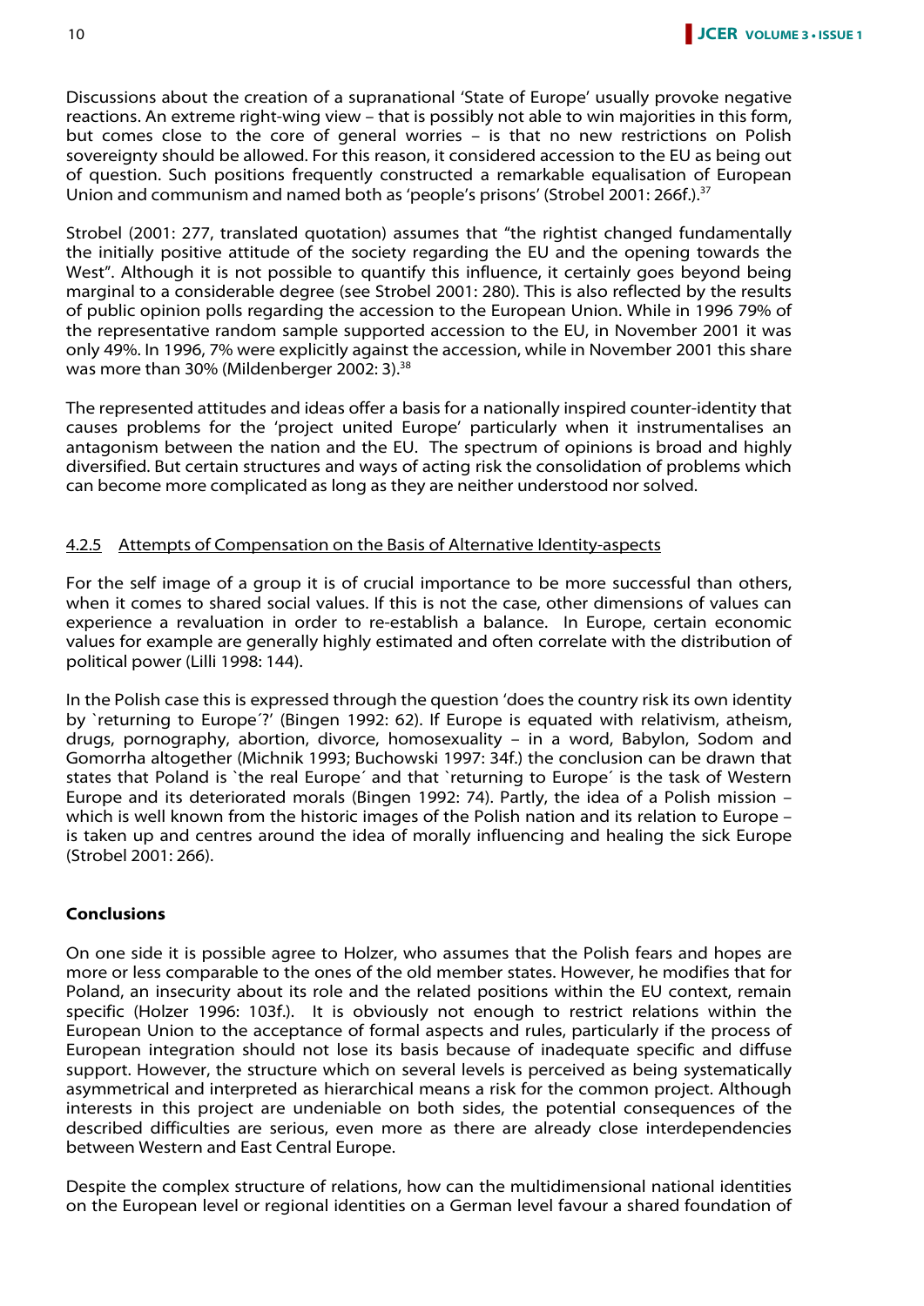Discussions about the creation of a supranational 'State of Europe' usually provoke negative reactions. An extreme right-wing view – that is possibly not able to win majorities in this form, but comes close to the core of general worries – is that no new restrictions on Polish sovereignty should be allowed. For this reason, it considered accession to the EU as being out of question. Such positions frequently constructed a remarkable equalisation of European Union and communism and named both as 'people's prisons' (Strobel 2001: 266f.).[37]

Strobel (2001: 277, translated quotation) assumes that "the rightist changed fundamentally the initially positive attitude of the society regarding the EU and the opening towards the West". Although it is not possible to quantify this influence, it certainly goes beyond being marginal to a considerable degree (see Strobel 2001: 280). This is also reflected by the results of public opinion polls regarding the accession to the European Union. While in 1996 79% of the representative random sample supported accession to the EU, in November 2001 it was only 49%. In 1996, 7% were explicitly against the accession, while in November 2001 this share was more than 30% (Mildenberger 2002: 3).[38]

The represented attitudes and ideas offer a basis for a nationally inspired counter-identity that causes problems for the 'project united Europe' particularly when it instrumentalises an antagonism between the nation and the EU. The spectrum of opinions is broad and highly diversified. But certain structures and ways of acting risk the consolidation of problems which can become more complicated as long as they are neither understood nor solved.

#### 4.2.5 Attempts of Compensation on the Basis of Alternative Identity-aspects

For the self image of a group it is of crucial importance to be more successful than others, when it comes to shared social values. If this is not the case, other dimensions of values can experience a revaluation in order to re-establish a balance. In Europe, certain economic values for example are generally highly estimated and often correlate with the distribution of political power (Lilli 1998: 144).

In the Polish case this is expressed through the question 'does the country risk its own identity by `returning to Europe´?' (Bingen 1992: 62). If Europe is equated with relativism, atheism, drugs, pornography, abortion, divorce, homosexuality – in a word, Babylon, Sodom and Gomorrha altogether (Michnik 1993; Buchowski 1997: 34f.) the conclusion can be drawn that states that Poland is `the real Europe´ and that `returning to Europe´ is the task of Western Europe and its deteriorated morals (Bingen 1992: 74). Partly, the idea of a Polish mission – which is well known from the historic images of the Polish nation and its relation to Europe – is taken up and centres around the idea of morally influencing and healing the sick Europe (Strobel 2001: 266).

## Conclusions

On one side it is possible agree to Holzer, who assumes that the Polish fears and hopes are more or less comparable to the ones of the old member states. However, he modifies that for Poland, an insecurity about its role and the related positions within the EU context, remain specific (Holzer 1996: 103f.). It is obviously not enough to restrict relations within the European Union to the acceptance of formal aspects and rules, particularly if the process of European integration should not lose its basis because of inadequate specific and diffuse support. However, the structure which on several levels is perceived as being systematically asymmetrical and interpreted as hierarchical means a risk for the common project. Although interests in this project are undeniable on both sides, the potential consequences of the described difficulties are serious, even more as there are already close interdependencies between Western and East Central Europe.

Despite the complex structure of relations, how can the multidimensional national identities on the European level or regional identities on a German level favour a shared foundation of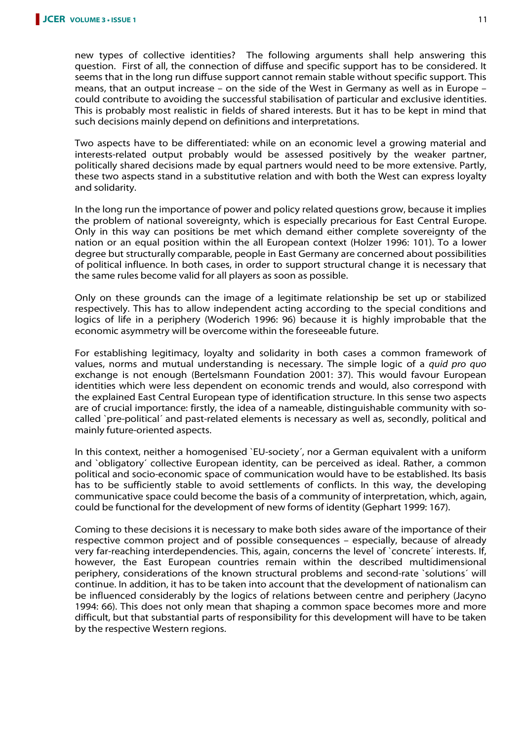new types of collective identities? The following arguments shall help answering this question. First of all, the connection of diffuse and specific support has to be considered. It seems that in the long run diffuse support cannot remain stable without specific support. This means, that an output increase – on the side of the West in Germany as well as in Europe – could contribute to avoiding the successful stabilisation of particular and exclusive identities. This is probably most realistic in fields of shared interests. But it has to be kept in mind that such decisions mainly depend on definitions and interpretations.

Two aspects have to be differentiated: while on an economic level a growing material and interests-related output probably would be assessed positively by the weaker partner, politically shared decisions made by equal partners would need to be more extensive. Partly, these two aspects stand in a substitutive relation and with both the West can express loyalty and solidarity.

In the long run the importance of power and policy related questions grow, because it implies the problem of national sovereignty, which is especially precarious for East Central Europe. Only in this way can positions be met which demand either complete sovereignty of the nation or an equal position within the all European context (Holzer 1996: 101). To a lower degree but structurally comparable, people in East Germany are concerned about possibilities of political influence. In both cases, in order to support structural change it is necessary that the same rules become valid for all players as soon as possible.

Only on these grounds can the image of a legitimate relationship be set up or stabilized respectively. This has to allow independent acting according to the special conditions and logics of life in a periphery (Woderich 1996: 96) because it is highly improbable that the economic asymmetry will be overcome within the foreseeable future.

For establishing legitimacy, loyalty and solidarity in both cases a common framework of values, norms and mutual understanding is necessary. The simple logic of a *quid pro quo* exchange is not enough (Bertelsmann Foundation 2001: 37). This would favour European identities which were less dependent on economic trends and would, also correspond with the explained East Central European type of identification structure. In this sense two aspects are of crucial importance: firstly, the idea of a nameable, distinguishable community with so-called `pre-political´ and past-related elements is necessary as well as, secondly, political and mainly future-oriented aspects.

In this context, neither a homogenised `EU-society´, nor a German equivalent with a uniform and `obligatory´ collective European identity, can be perceived as ideal. Rather, a common political and socio-economic space of communication would have to be established. Its basis has to be sufficiently stable to avoid settlements of conflicts. In this way, the developing communicative space could become the basis of a community of interpretation, which, again, could be functional for the development of new forms of identity (Gephart 1999: 167).

Coming to these decisions it is necessary to make both sides aware of the importance of their respective common project and of possible consequences – especially, because of already very far-reaching interdependencies. This, again, concerns the level of `concrete´ interests. If, however, the East European countries remain within the described multidimensional periphery, considerations of the known structural problems and second-rate `solutions´ will continue. In addition, it has to be taken into account that the development of nationalism can be influenced considerably by the logics of relations between centre and periphery (Jacyno 1994: 66). This does not only mean that shaping a common space becomes more and more difficult, but that substantial parts of responsibility for this development will have to be taken by the respective Western regions.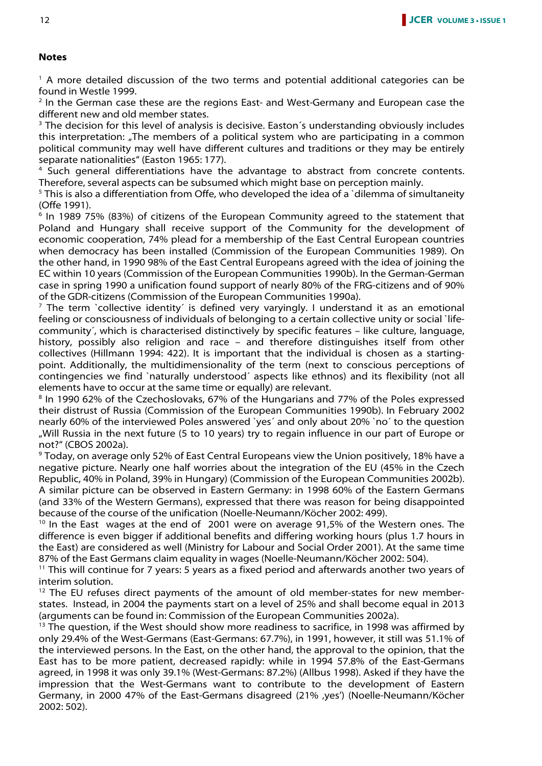**Notes**

[1] A more detailed discussion of the two terms and potential additional categories can be found in Westle 1999.

[2] In the German case these are the regions East- and West-Germany and European case the different new and old member states.

[3] The decision for this level of analysis is decisive. Easton´s understanding obviously includes this interpretation: „The members of a political system who are participating in a common political community may well have different cultures and traditions or they may be entirely separate nationalities" (Easton 1965: 177).

[4] Such general differentiations have the advantage to abstract from concrete contents. Therefore, several aspects can be subsumed which might base on perception mainly.

[5] This is also a differentiation from Offe, who developed the idea of a `dilemma of simultaneity (Offe 1991).

[6] In 1989 75% (83%) of citizens of the European Community agreed to the statement that Poland and Hungary shall receive support of the Community for the development of economic cooperation, 74% plead for a membership of the East Central European countries when democracy has been installed (Commission of the European Communities 1989). On the other hand, in 1990 98% of the East Central Europeans agreed with the idea of joining the EC within 10 years (Commission of the European Communities 1990b). In the German-German case in spring 1990 a unification found support of nearly 80% of the FRG-citizens and of 90% of the GDR-citizens (Commission of the European Communities 1990a).

[7] The term `collective identity´ is defined very varyingly. I understand it as an emotional feeling or consciousness of individuals of belonging to a certain collective unity or social `life-community´, which is characterised distinctively by specific features – like culture, language, history, possibly also religion and race – and therefore distinguishes itself from other collectives (Hillmann 1994: 422). It is important that the individual is chosen as a starting-point. Additionally, the multidimensionality of the term (next to conscious perceptions of contingencies we find `naturally understood´ aspects like ethnos) and its flexibility (not all elements have to occur at the same time or equally) are relevant.

[8] In 1990 62% of the Czechoslovaks, 67% of the Hungarians and 77% of the Poles expressed their distrust of Russia (Commission of the European Communities 1990b). In February 2002 nearly 60% of the interviewed Poles answered `yes´ and only about 20% `no´ to the question „Will Russia in the next future (5 to 10 years) try to regain influence in our part of Europe or not?" (CBOS 2002a).

[9] Today, on average only 52% of East Central Europeans view the Union positively, 18% have a negative picture. Nearly one half worries about the integration of the EU (45% in the Czech Republic, 40% in Poland, 39% in Hungary) (Commission of the European Communities 2002b). A similar picture can be observed in Eastern Germany: in 1998 60% of the Eastern Germans (and 33% of the Western Germans), expressed that there was reason for being disappointed because of the course of the unification (Noelle-Neumann/Köcher 2002: 499).

[10] In the East wages at the end of 2001 were on average 91,5% of the Western ones. The difference is even bigger if additional benefits and differing working hours (plus 1.7 hours in the East) are considered as well (Ministry for Labour and Social Order 2001). At the same time 87% of the East Germans claim equality in wages (Noelle-Neumann/Köcher 2002: 504).

[11] This will continue for 7 years: 5 years as a fixed period and afterwards another two years of interim solution.

[12] The EU refuses direct payments of the amount of old member-states for new member-states. Instead, in 2004 the payments start on a level of 25% and shall become equal in 2013 (arguments can be found in: Commission of the European Communities 2002a).

[13] The question, if the West should show more readiness to sacrifice, in 1998 was affirmed by only 29.4% of the West-Germans (East-Germans: 67.7%), in 1991, however, it still was 51.1% of the interviewed persons. In the East, on the other hand, the approval to the opinion, that the East has to be more patient, decreased rapidly: while in 1994 57.8% of the East-Germans agreed, in 1998 it was only 39.1% (West-Germans: 87.2%) (Allbus 1998). Asked if they have the impression that the West-Germans want to contribute to the development of Eastern Germany, in 2000 47% of the East-Germans disagreed (21% ‚yes') (Noelle-Neumann/Köcher 2002: 502).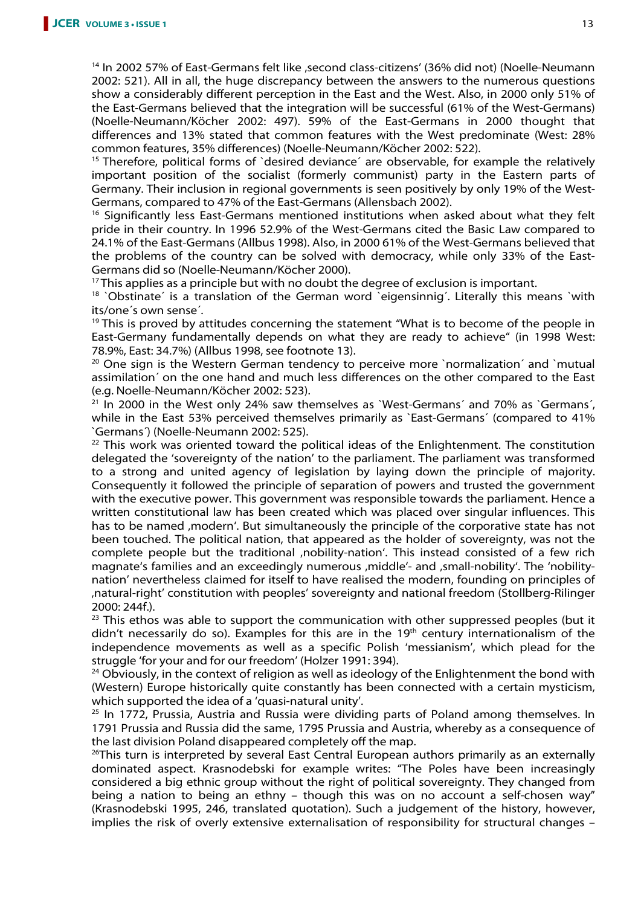[14] In 2002 57% of East-Germans felt like ‚second class-citizens' (36% did not) (Noelle-Neumann 2002: 521). All in all, the huge discrepancy between the answers to the numerous questions show a considerably different perception in the East and the West. Also, in 2000 only 51% of the East-Germans believed that the integration will be successful (61% of the West-Germans) (Noelle-Neumann/Köcher 2002: 497). 59% of the East-Germans in 2000 thought that differences and 13% stated that common features with the West predominate (West: 28% common features, 35% differences) (Noelle-Neumann/Köcher 2002: 522).

[15] Therefore, political forms of `desired deviance´ are observable, for example the relatively important position of the socialist (formerly communist) party in the Eastern parts of Germany. Their inclusion in regional governments is seen positively by only 19% of the West-Germans, compared to 47% of the East-Germans (Allensbach 2002).

[16] Significantly less East-Germans mentioned institutions when asked about what they felt pride in their country. In 1996 52.9% of the West-Germans cited the Basic Law compared to 24.1% of the East-Germans (Allbus 1998). Also, in 2000 61% of the West-Germans believed that the problems of the country can be solved with democracy, while only 33% of the East-Germans did so (Noelle-Neumann/Köcher 2000).

[17] This applies as a principle but with no doubt the degree of exclusion is important.

[18] `Obstinate´ is a translation of the German word `eigensinnig´. Literally this means `with its/one´s own sense´.

[19] This is proved by attitudes concerning the statement "What is to become of the people in East-Germany fundamentally depends on what they are ready to achieve" (in 1998 West: 78.9%, East: 34.7%) (Allbus 1998, see footnote 13).

[20] One sign is the Western German tendency to perceive more `normalization´ and `mutual assimilation´ on the one hand and much less differences on the other compared to the East (e.g. Noelle-Neumann/Köcher 2002: 523).

[21] In 2000 in the West only 24% saw themselves as `West-Germans´ and 70% as `Germans´, while in the East 53% perceived themselves primarily as `East-Germans´ (compared to 41% `Germans´) (Noelle-Neumann 2002: 525).

[22] This work was oriented toward the political ideas of the Enlightenment. The constitution delegated the 'sovereignty of the nation' to the parliament. The parliament was transformed to a strong and united agency of legislation by laying down the principle of majority. Consequently it followed the principle of separation of powers and trusted the government with the executive power. This government was responsible towards the parliament. Hence a written constitutional law has been created which was placed over singular influences. This has to be named ‚modern'. But simultaneously the principle of the corporative state has not been touched. The political nation, that appeared as the holder of sovereignty, was not the complete people but the traditional ‚nobility-nation'. This instead consisted of a few rich magnate's families and an exceedingly numerous ‚middle'- and ‚small-nobility'. The 'nobility-nation' nevertheless claimed for itself to have realised the modern, founding on principles of ‚natural-right' constitution with peoples' sovereignty and national freedom (Stollberg-Rilinger 2000: 244f.).

[23] This ethos was able to support the communication with other suppressed peoples (but it didn't necessarily do so). Examples for this are in the 19th century internationalism of the independence movements as well as a specific Polish 'messianism', which plead for the struggle 'for your and for our freedom' (Holzer 1991: 394).

[24] Obviously, in the context of religion as well as ideology of the Enlightenment the bond with (Western) Europe historically quite constantly has been connected with a certain mysticism, which supported the idea of a 'quasi-natural unity'.

[25] In 1772, Prussia, Austria and Russia were dividing parts of Poland among themselves. In 1791 Prussia and Russia did the same, 1795 Prussia and Austria, whereby as a consequence of the last division Poland disappeared completely off the map.

[26] This turn is interpreted by several East Central European authors primarily as an externally dominated aspect. Krasnodebski for example writes: "The Poles have been increasingly considered a big ethnic group without the right of political sovereignty. They changed from being a nation to being an ethny – though this was on no account a self-chosen way" (Krasnodebski 1995, 246, translated quotation). Such a judgement of the history, however, implies the risk of overly extensive externalisation of responsibility for structural changes –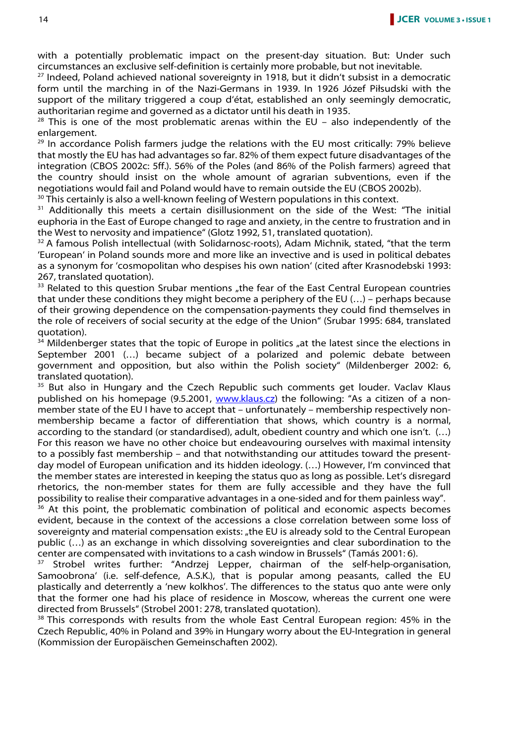with a potentially problematic impact on the present-day situation. But: Under such circumstances an exclusive self-definition is certainly more probable, but not inevitable.

[27] Indeed, Poland achieved national sovereignty in 1918, but it didn't subsist in a democratic form until the marching in of the Nazi-Germans in 1939. In 1926 Józef Piłsudski with the support of the military triggered a coup d'état, established an only seemingly democratic, authoritarian regime and governed as a dictator until his death in 1935.

[28] This is one of the most problematic arenas within the EU – also independently of the enlargement.

[29] In accordance Polish farmers judge the relations with the EU most critically: 79% believe that mostly the EU has had advantages so far. 82% of them expect future disadvantages of the integration (CBOS 2002c: 5ff.). 56% of the Poles (and 86% of the Polish farmers) agreed that the country should insist on the whole amount of agrarian subventions, even if the negotiations would fail and Poland would have to remain outside the EU (CBOS 2002b).

[30] This certainly is also a well-known feeling of Western populations in this context.

[31] Additionally this meets a certain disillusionment on the side of the West: "The initial euphoria in the East of Europe changed to rage and anxiety, in the centre to frustration and in the West to nervosity and impatience" (Glotz 1992, 51, translated quotation).

[32] A famous Polish intellectual (with Solidarnosc-roots), Adam Michnik, stated, "that the term 'European' in Poland sounds more and more like an invective and is used in political debates as a synonym for 'cosmopolitan who despises his own nation' (cited after Krasnodebski 1993: 267, translated quotation).

[33] Related to this question Srubar mentions „the fear of the East Central European countries that under these conditions they might become a periphery of the EU (…) – perhaps because of their growing dependence on the compensation-payments they could find themselves in the role of receivers of social security at the edge of the Union" (Srubar 1995: 684, translated quotation).

[34] Mildenberger states that the topic of Europe in politics „at the latest since the elections in September 2001 (…) became subject of a polarized and polemic debate between government and opposition, but also within the Polish society" (Mildenberger 2002: 6, translated quotation).

[35] But also in Hungary and the Czech Republic such comments get louder. Vaclav Klaus published on his homepage (9.5.2001, www.klaus.cz) the following: "As a citizen of a non-member state of the EU I have to accept that – unfortunately – membership respectively non-membership became a factor of differentiation that shows, which country is a normal, according to the standard (or standardised), adult, obedient country and which one isn't. (…) For this reason we have no other choice but endeavouring ourselves with maximal intensity to a possibly fast membership – and that notwithstanding our attitudes toward the present-day model of European unification and its hidden ideology. (…) However, I'm convinced that the member states are interested in keeping the status quo as long as possible. Let's disregard rhetorics, the non-member states for them are fully accessible and they have the full possibility to realise their comparative advantages in a one-sided and for them painless way".

[36] At this point, the problematic combination of political and economic aspects becomes evident, because in the context of the accessions a close correlation between some loss of sovereignty and material compensation exists: „the EU is already sold to the Central European public (…) as an exchange in which dissolving sovereignties and clear subordination to the center are compensated with invitations to a cash window in Brussels" (Tamás 2001: 6).

[37] Strobel writes further: "Andrzej Lepper, chairman of the self-help-organisation, Samoobrona' (i.e. self-defence, A.S.K.), that is popular among peasants, called the EU plastically and deterrently a 'new kolkhos'. The differences to the status quo ante were only that the former one had his place of residence in Moscow, whereas the current one were directed from Brussels" (Strobel 2001: 278, translated quotation).

[38] This corresponds with results from the whole East Central European region: 45% in the Czech Republic, 40% in Poland and 39% in Hungary worry about the EU-Integration in general (Kommission der Europäischen Gemeinschaften 2002).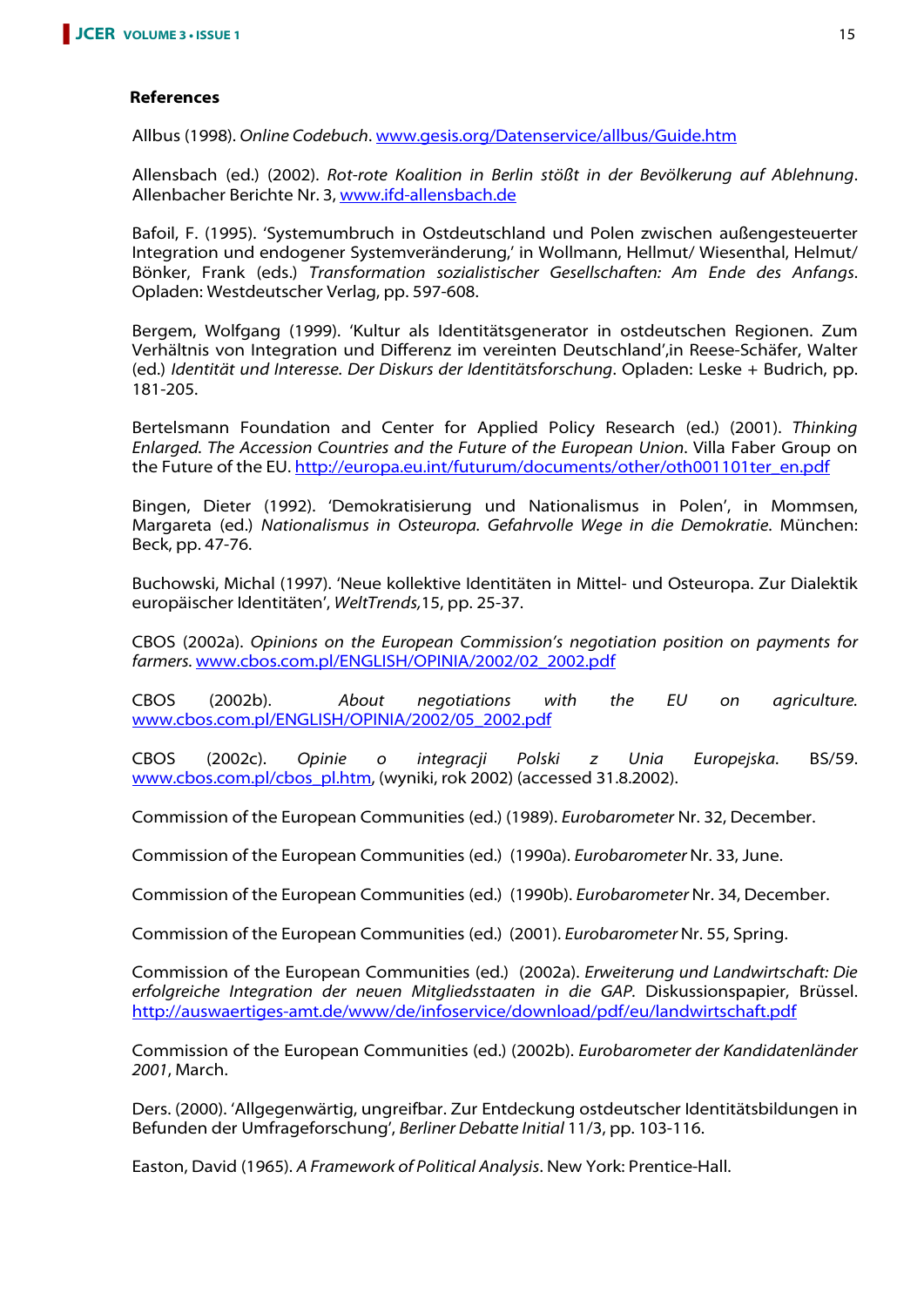## References

Allbus (1998). *Online Codebuch*. www.gesis.org/Datenservice/allbus/Guide.htm

Allensbach (ed.) (2002). *Rot-rote Koalition in Berlin stößt in der Bevölkerung auf Ablehnung*. Allenbacher Berichte Nr. 3, www.ifd-allensbach.de

Bafoil, F. (1995). 'Systemumbruch in Ostdeutschland und Polen zwischen außengesteuerter Integration und endogener Systemveränderung,' in Wollmann, Hellmut/ Wiesenthal, Helmut/ Bönker, Frank (eds.) *Transformation sozialistischer Gesellschaften: Am Ende des Anfangs*. Opladen: Westdeutscher Verlag, pp. 597-608.

Bergem, Wolfgang (1999). 'Kultur als Identitätsgenerator in ostdeutschen Regionen. Zum Verhältnis von Integration und Differenz im vereinten Deutschland',in Reese-Schäfer, Walter (ed.) *Identität und Interesse. Der Diskurs der Identitätsforschung*. Opladen: Leske + Budrich, pp. 181-205.

Bertelsmann Foundation and Center for Applied Policy Research (ed.) (2001). *Thinking Enlarged. The Accession Countries and the Future of the European Union*. Villa Faber Group on the Future of the EU. http://europa.eu.int/futurum/documents/other/oth001101ter_en.pdf

Bingen, Dieter (1992). 'Demokratisierung und Nationalismus in Polen', in Mommsen, Margareta (ed.) *Nationalismus in Osteuropa. Gefahrvolle Wege in die Demokratie*. München: Beck, pp. 47-76.

Buchowski, Michal (1997). 'Neue kollektive Identitäten in Mittel- und Osteuropa. Zur Dialektik europäischer Identitäten', *WeltTrends,*15, pp. 25-37.

CBOS (2002a). *Opinions on the European Commission's negotiation position on payments for farmers.* www.cbos.com.pl/ENGLISH/OPINIA/2002/02_2002.pdf

CBOS (2002b). *About negotiations with the EU on agriculture.* www.cbos.com.pl/ENGLISH/OPINIA/2002/05_2002.pdf

CBOS (2002c). *Opinie o integracji Polski z Unia Europejska*. BS/59. www.cbos.com.pl/cbos_pl.htm, (wyniki, rok 2002) (accessed 31.8.2002).

Commission of the European Communities (ed.) (1989). *Eurobarometer* Nr. 32, December.

Commission of the European Communities (ed.) (1990a). *Eurobarometer* Nr. 33, June.

Commission of the European Communities (ed.) (1990b). *Eurobarometer* Nr. 34, December.

Commission of the European Communities (ed.) (2001). *Eurobarometer* Nr. 55, Spring.

Commission of the European Communities (ed.) (2002a). *Erweiterung und Landwirtschaft: Die erfolgreiche Integration der neuen Mitgliedsstaaten in die GAP.* Diskussionspapier, Brüssel. http://auswaertiges-amt.de/www/de/infoservice/download/pdf/eu/landwirtschaft.pdf

Commission of the European Communities (ed.) (2002b). *Eurobarometer der Kandidatenländer 2001*, March.

Ders. (2000). 'Allgegenwärtig, ungreifbar. Zur Entdeckung ostdeutscher Identitätsbildungen in Befunden der Umfrageforschung', *Berliner Debatte Initial* 11/3, pp. 103-116.

Easton, David (1965). *A Framework of Political Analysis*. New York: Prentice-Hall.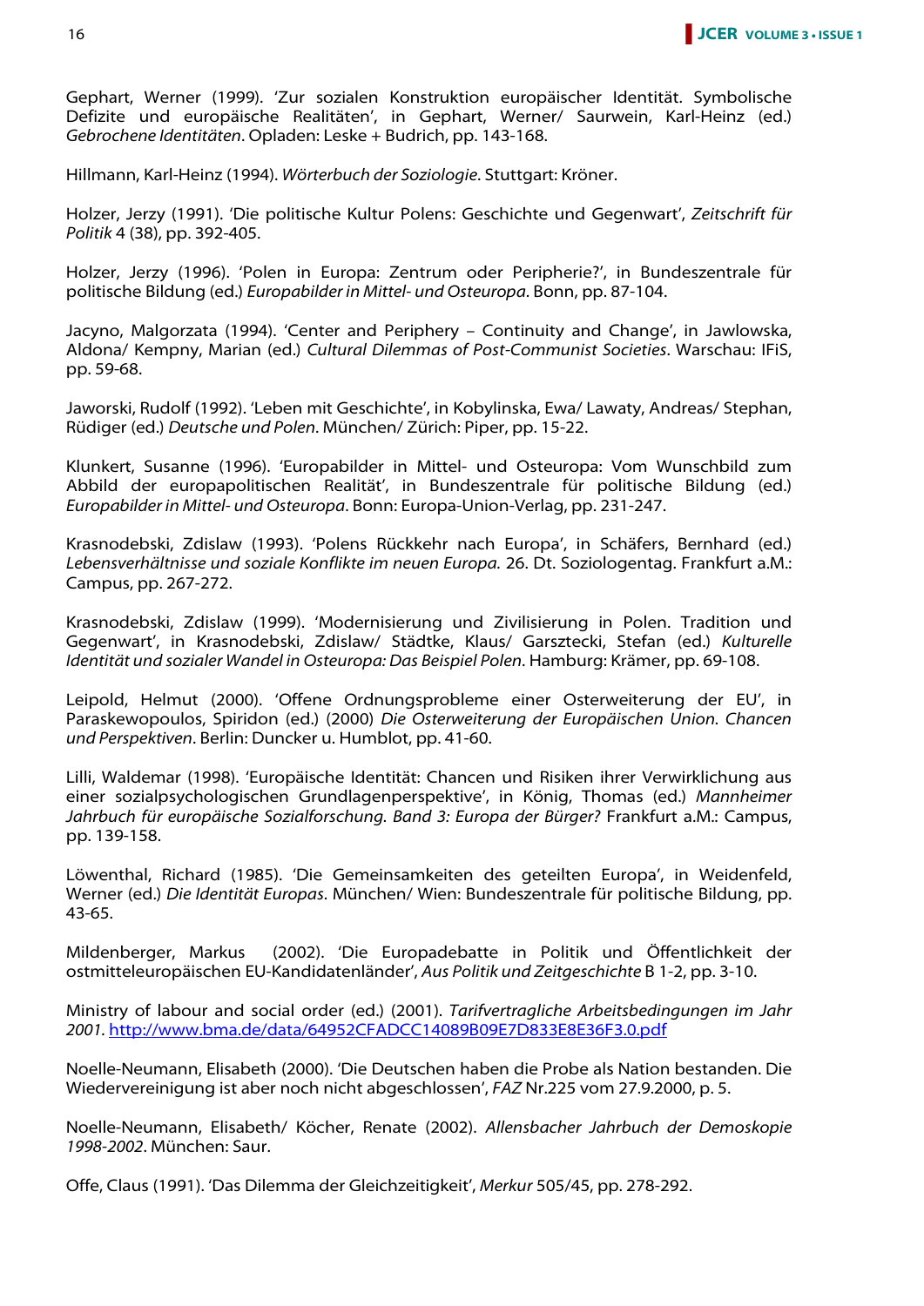Gephart, Werner (1999). 'Zur sozialen Konstruktion europäischer Identität. Symbolische Defizite und europäische Realitäten', in Gephart, Werner/ Saurwein, Karl-Heinz (ed.) *Gebrochene Identitäten*. Opladen: Leske + Budrich, pp. 143-168.

Hillmann, Karl-Heinz (1994). *Wörterbuch der Soziologie*. Stuttgart: Kröner.

Holzer, Jerzy (1991). 'Die politische Kultur Polens: Geschichte und Gegenwart', *Zeitschrift für Politik* 4 (38), pp. 392-405.

Holzer, Jerzy (1996). 'Polen in Europa: Zentrum oder Peripherie?', in Bundeszentrale für politische Bildung (ed.) *Europabilder in Mittel- und Osteuropa*. Bonn, pp. 87-104.

Jacyno, Malgorzata (1994). 'Center and Periphery – Continuity and Change', in Jawlowska, Aldona/ Kempny, Marian (ed.) *Cultural Dilemmas of Post-Communist Societies*. Warschau: IFiS, pp. 59-68.

Jaworski, Rudolf (1992). 'Leben mit Geschichte', in Kobylinska, Ewa/ Lawaty, Andreas/ Stephan, Rüdiger (ed.) *Deutsche und Polen*. München/ Zürich: Piper, pp. 15-22.

Klunkert, Susanne (1996). 'Europabilder in Mittel- und Osteuropa: Vom Wunschbild zum Abbild der europapolitischen Realität', in Bundeszentrale für politische Bildung (ed.) *Europabilder in Mittel- und Osteuropa*. Bonn: Europa-Union-Verlag, pp. 231-247.

Krasnodebski, Zdislaw (1993). 'Polens Rückkehr nach Europa', in Schäfers, Bernhard (ed.) *Lebensverhältnisse und soziale Konflikte im neuen Europa.* 26. Dt. Soziologentag. Frankfurt a.M.: Campus, pp. 267-272.

Krasnodebski, Zdislaw (1999). 'Modernisierung und Zivilisierung in Polen. Tradition und Gegenwart', in Krasnodebski, Zdislaw/ Städtke, Klaus/ Garsztecki, Stefan (ed.) *Kulturelle Identität und sozialer Wandel in Osteuropa: Das Beispiel Polen*. Hamburg: Krämer, pp. 69-108.

Leipold, Helmut (2000). 'Offene Ordnungsprobleme einer Osterweiterung der EU', in Paraskewopoulos, Spiridon (ed.) (2000) *Die Osterweiterung der Europäischen Union. Chancen und Perspektiven*. Berlin: Duncker u. Humblot, pp. 41-60.

Lilli, Waldemar (1998). 'Europäische Identität: Chancen und Risiken ihrer Verwirklichung aus einer sozialpsychologischen Grundlagenperspektive', in König, Thomas (ed.) *Mannheimer Jahrbuch für europäische Sozialforschung. Band 3: Europa der Bürger?* Frankfurt a.M.: Campus, pp. 139-158.

Löwenthal, Richard (1985). 'Die Gemeinsamkeiten des geteilten Europa', in Weidenfeld, Werner (ed.) *Die Identität Europas*. München/ Wien: Bundeszentrale für politische Bildung, pp. 43-65.

Mildenberger, Markus (2002). 'Die Europadebatte in Politik und Öffentlichkeit der ostmitteleuropäischen EU-Kandidatenländer', *Aus Politik und Zeitgeschichte* B 1-2, pp. 3-10.

Ministry of labour and social order (ed.) (2001). *Tarifvertragliche Arbeitsbedingungen im Jahr 2001*. http://www.bma.de/data/64952CFADCC14089B09E7D833E8E36F3.0.pdf

Noelle-Neumann, Elisabeth (2000). 'Die Deutschen haben die Probe als Nation bestanden. Die Wiedervereinigung ist aber noch nicht abgeschlossen', *FAZ* Nr.225 vom 27.9.2000, p. 5.

Noelle-Neumann, Elisabeth/ Köcher, Renate (2002). *Allensbacher Jahrbuch der Demoskopie 1998-2002*. München: Saur.

Offe, Claus (1991). 'Das Dilemma der Gleichzeitigkeit', *Merkur* 505/45, pp. 278-292.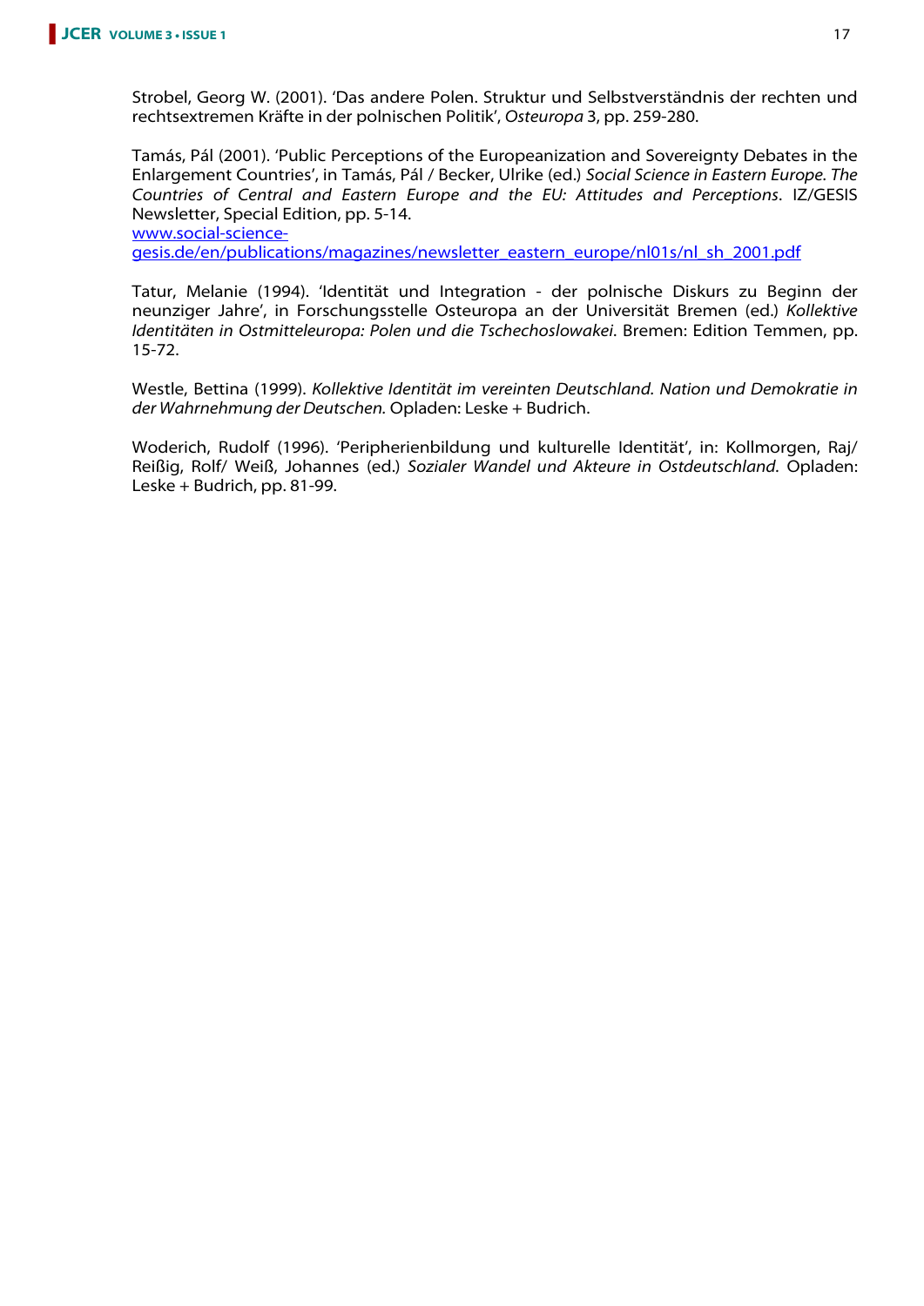Strobel, Georg W. (2001). 'Das andere Polen. Struktur und Selbstverständnis der rechten und rechtsextremen Kräfte in der polnischen Politik', *Osteuropa* 3, pp. 259-280.

Tamás, Pál (2001). 'Public Perceptions of the Europeanization and Sovereignty Debates in the Enlargement Countries', in Tamás, Pál / Becker, Ulrike (ed.) *Social Science in Eastern Europe. The Countries of Central and Eastern Europe and the EU: Attitudes and Perceptions*. IZ/GESIS Newsletter, Special Edition, pp. 5-14.
www.social-science-gesis.de/en/publications/magazines/newsletter_eastern_europe/nl01s/nl_sh_2001.pdf

Tatur, Melanie (1994). 'Identität und Integration - der polnische Diskurs zu Beginn der neunziger Jahre', in Forschungsstelle Osteuropa an der Universität Bremen (ed.) *Kollektive Identitäten in Ostmitteleuropa: Polen und die Tschechoslowakei*. Bremen: Edition Temmen, pp. 15-72.

Westle, Bettina (1999). *Kollektive Identität im vereinten Deutschland. Nation und Demokratie in der Wahrnehmung der Deutschen.* Opladen: Leske + Budrich.

Woderich, Rudolf (1996). 'Peripherienbildung und kulturelle Identität', in: Kollmorgen, Raj/ Reißig, Rolf/ Weiß, Johannes (ed.) *Sozialer Wandel und Akteure in Ostdeutschland.* Opladen: Leske + Budrich, pp. 81-99.